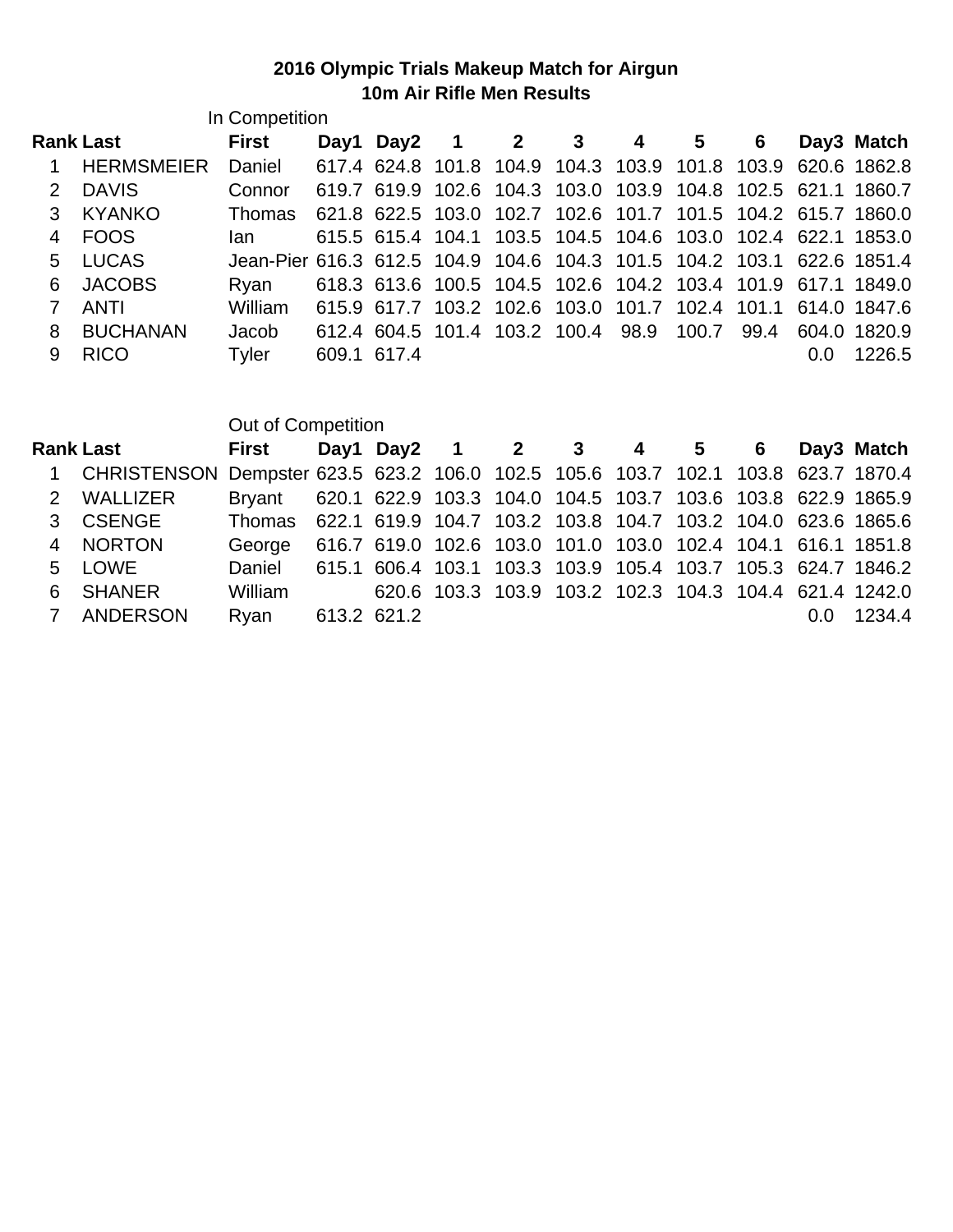**2016 Olympic Trials Makeup Match for Airgun**
**10m Air Rifle Men Results**

In Competition

| Rank | Last | First | Day1 | Day2 | 1 | 2 | 3 | 4 | 5 | 6 | Day3 | Match |
|---|---|---|---|---|---|---|---|---|---|---|---|---|
| 1 | HERMSMEIER | Daniel | 617.4 | 624.8 | 101.8 | 104.9 | 104.3 | 103.9 | 101.8 | 103.9 | 620.6 | 1862.8 |
| 2 | DAVIS | Connor | 619.7 | 619.9 | 102.6 | 104.3 | 103.0 | 103.9 | 104.8 | 102.5 | 621.1 | 1860.7 |
| 3 | KYANKO | Thomas | 621.8 | 622.5 | 103.0 | 102.7 | 102.6 | 101.7 | 101.5 | 104.2 | 615.7 | 1860.0 |
| 4 | FOOS | Ian | 615.5 | 615.4 | 104.1 | 103.5 | 104.5 | 104.6 | 103.0 | 102.4 | 622.1 | 1853.0 |
| 5 | LUCAS | Jean-Pier | 616.3 | 612.5 | 104.9 | 104.6 | 104.3 | 101.5 | 104.2 | 103.1 | 622.6 | 1851.4 |
| 6 | JACOBS | Ryan | 618.3 | 613.6 | 100.5 | 104.5 | 102.6 | 104.2 | 103.4 | 101.9 | 617.1 | 1849.0 |
| 7 | ANTI | William | 615.9 | 617.7 | 103.2 | 102.6 | 103.0 | 101.7 | 102.4 | 101.1 | 614.0 | 1847.6 |
| 8 | BUCHANAN | Jacob | 612.4 | 604.5 | 101.4 | 103.2 | 100.4 | 98.9 | 100.7 | 99.4 | 604.0 | 1820.9 |
| 9 | RICO | Tyler | 609.1 | 617.4 | | | | | | | 0.0 | 1226.5 |

Out of Competition

| Rank | Last | First | Day1 | Day2 | 1 | 2 | 3 | 4 | 5 | 6 | Day3 | Match |
|---|---|---|---|---|---|---|---|---|---|---|---|---|
| 1 | CHRISTENSON | Dempster | 623.5 | 623.2 | 106.0 | 102.5 | 105.6 | 103.7 | 102.1 | 103.8 | 623.7 | 1870.4 |
| 2 | WALLIZER | Bryant | 620.1 | 622.9 | 103.3 | 104.0 | 104.5 | 103.7 | 103.6 | 103.8 | 622.9 | 1865.9 |
| 3 | CSENGE | Thomas | 622.1 | 619.9 | 104.7 | 103.2 | 103.8 | 104.7 | 103.2 | 104.0 | 623.6 | 1865.6 |
| 4 | NORTON | George | 616.7 | 619.0 | 102.6 | 103.0 | 101.0 | 103.0 | 102.4 | 104.1 | 616.1 | 1851.8 |
| 5 | LOWE | Daniel | 615.1 | 606.4 | 103.1 | 103.3 | 103.9 | 105.4 | 103.7 | 105.3 | 624.7 | 1846.2 |
| 6 | SHANER | William | | 620.6 | 103.3 | 103.9 | 103.2 | 102.3 | 104.3 | 104.4 | 621.4 | 1242.0 |
| 7 | ANDERSON | Ryan | 613.2 | 621.2 | | | | | | | 0.0 | 1234.4 |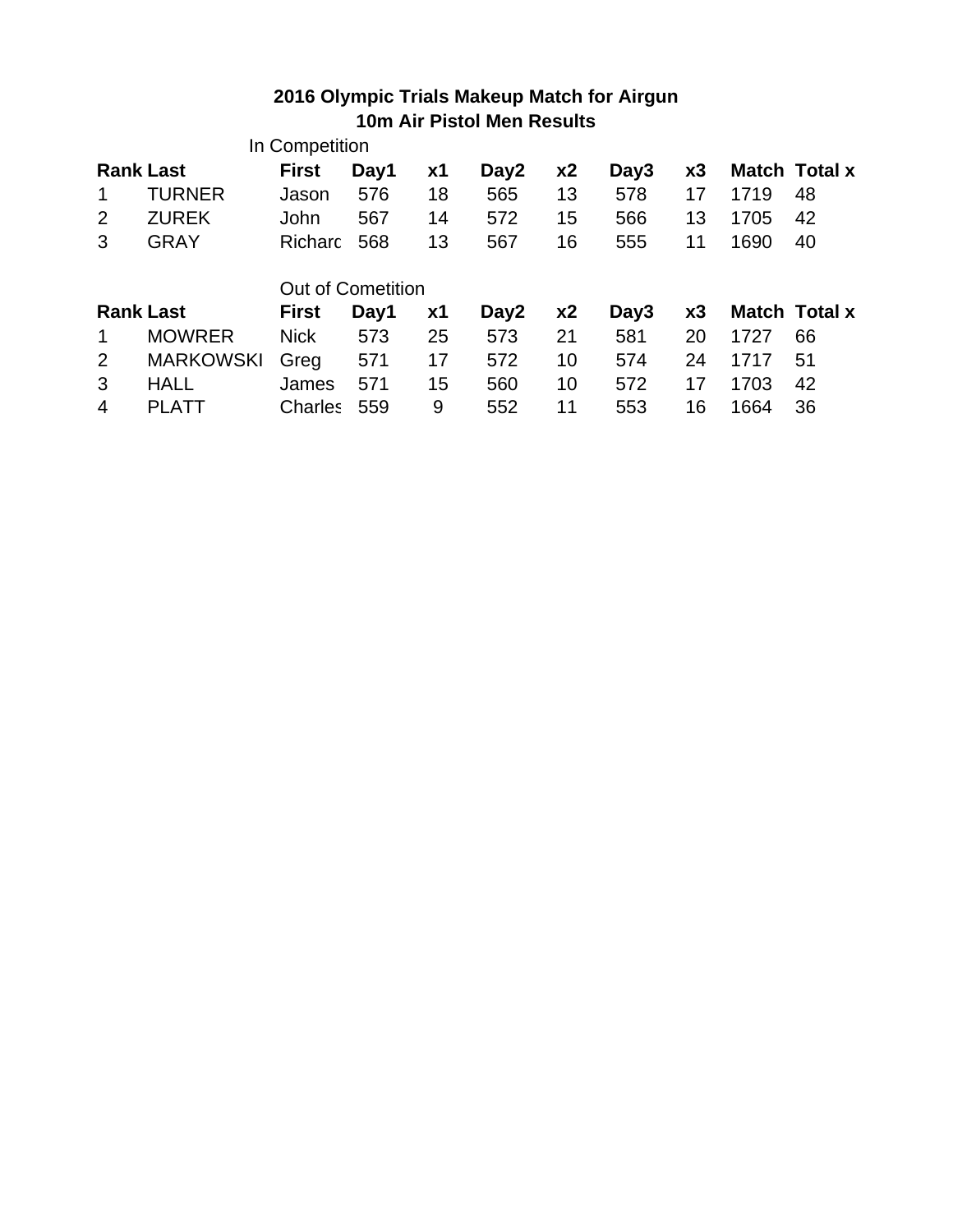**2016 Olympic Trials Makeup Match for Airgun**
**10m Air Pistol Men Results**

In Competition

| Rank | Last | First | Day1 | x1 | Day2 | x2 | Day3 | x3 | Match | Total x |
|---|---|---|---|---|---|---|---|---|---|---|
| 1 | TURNER | Jason | 576 | 18 | 565 | 13 | 578 | 17 | 1719 | 48 |
| 2 | ZUREK | John | 567 | 14 | 572 | 15 | 566 | 13 | 1705 | 42 |
| 3 | GRAY | Richarc | 568 | 13 | 567 | 16 | 555 | 11 | 1690 | 40 |

Out of Cometition

| Rank | Last | First | Day1 | x1 | Day2 | x2 | Day3 | x3 | Match | Total x |
|---|---|---|---|---|---|---|---|---|---|---|
| 1 | MOWRER | Nick | 573 | 25 | 573 | 21 | 581 | 20 | 1727 | 66 |
| 2 | MARKOWSKI | Greg | 571 | 17 | 572 | 10 | 574 | 24 | 1717 | 51 |
| 3 | HALL | James | 571 | 15 | 560 | 10 | 572 | 17 | 1703 | 42 |
| 4 | PLATT | Charles | 559 | 9 | 552 | 11 | 553 | 16 | 1664 | 36 |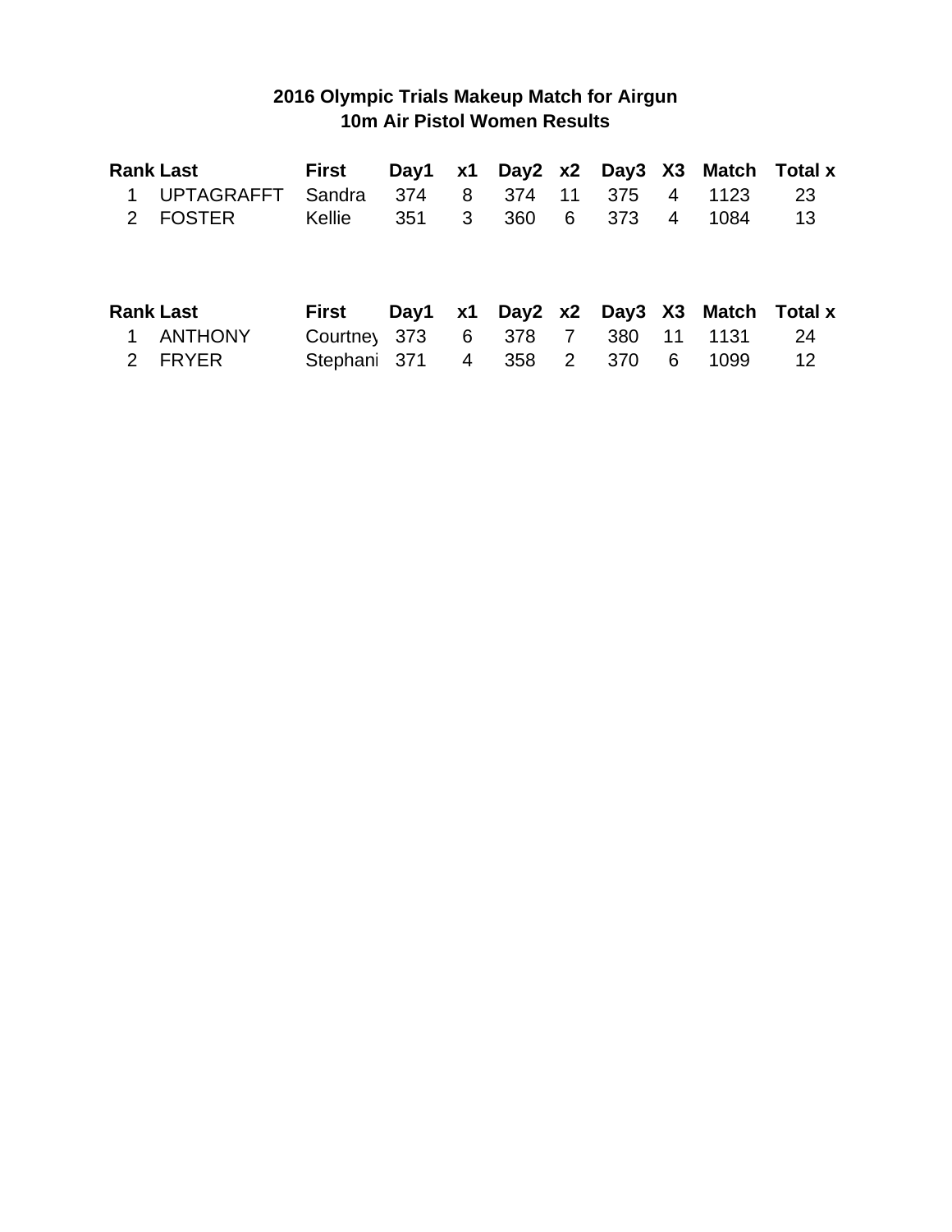# 2016 Olympic Trials Makeup Match for Airgun
## 10m Air Pistol Women Results

| Rank | Last | First | Day1 | x1 | Day2 | x2 | Day3 | X3 | Match | Total x |
|---|---|---|---|---|---|---|---|---|---|---|
| 1 | UPTAGRAFFT | Sandra | 374 | 8 | 374 | 11 | 375 | 4 | 1123 | 23 |
| 2 | FOSTER | Kellie | 351 | 3 | 360 | 6 | 373 | 4 | 1084 | 13 |

| Rank | Last | First | Day1 | x1 | Day2 | x2 | Day3 | X3 | Match | Total x |
|---|---|---|---|---|---|---|---|---|---|---|
| 1 | ANTHONY | Courtney | 373 | 6 | 378 | 7 | 380 | 11 | 1131 | 24 |
| 2 | FRYER | Stephani | 371 | 4 | 358 | 2 | 370 | 6 | 1099 | 12 |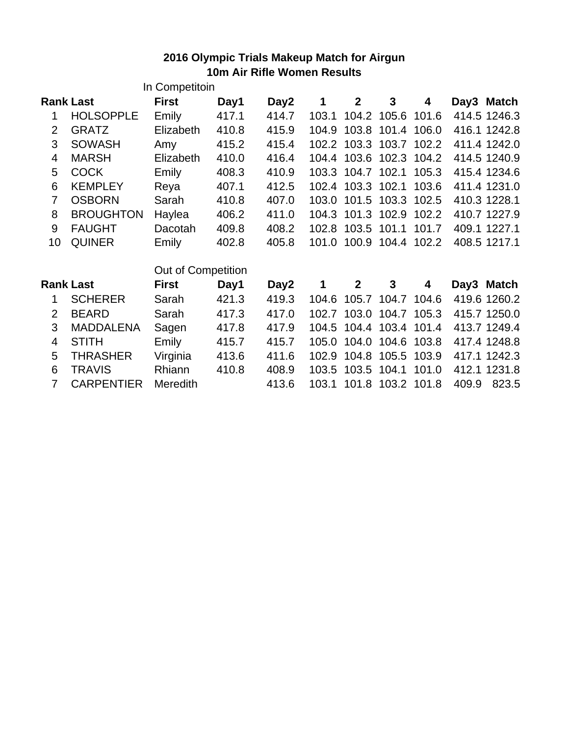**2016 Olympic Trials Makeup Match for Airgun**
**10m Air Rifle Women Results**

In Competitoin

| Rank | Last | First | Day1 | Day2 | 1 | 2 | 3 | 4 | Day3 | Match |
|---|---|---|---|---|---|---|---|---|---|---|
| 1 | HOLSOPPLE | Emily | 417.1 | 414.7 | 103.1 | 104.2 | 105.6 | 101.6 | 414.5 | 1246.3 |
| 2 | GRATZ | Elizabeth | 410.8 | 415.9 | 104.9 | 103.8 | 101.4 | 106.0 | 416.1 | 1242.8 |
| 3 | SOWASH | Amy | 415.2 | 415.4 | 102.2 | 103.3 | 103.7 | 102.2 | 411.4 | 1242.0 |
| 4 | MARSH | Elizabeth | 410.0 | 416.4 | 104.4 | 103.6 | 102.3 | 104.2 | 414.5 | 1240.9 |
| 5 | COCK | Emily | 408.3 | 410.9 | 103.3 | 104.7 | 102.1 | 105.3 | 415.4 | 1234.6 |
| 6 | KEMPLEY | Reya | 407.1 | 412.5 | 102.4 | 103.3 | 102.1 | 103.6 | 411.4 | 1231.0 |
| 7 | OSBORN | Sarah | 410.8 | 407.0 | 103.0 | 101.5 | 103.3 | 102.5 | 410.3 | 1228.1 |
| 8 | BROUGHTON | Haylea | 406.2 | 411.0 | 104.3 | 101.3 | 102.9 | 102.2 | 410.7 | 1227.9 |
| 9 | FAUGHT | Dacotah | 409.8 | 408.2 | 102.8 | 103.5 | 101.1 | 101.7 | 409.1 | 1227.1 |
| 10 | QUINER | Emily | 402.8 | 405.8 | 101.0 | 100.9 | 104.4 | 102.2 | 408.5 | 1217.1 |

Out of Competition

| Rank | Last | First | Day1 | Day2 | 1 | 2 | 3 | 4 | Day3 | Match |
|---|---|---|---|---|---|---|---|---|---|---|
| 1 | SCHERER | Sarah | 421.3 | 419.3 | 104.6 | 105.7 | 104.7 | 104.6 | 419.6 | 1260.2 |
| 2 | BEARD | Sarah | 417.3 | 417.0 | 102.7 | 103.0 | 104.7 | 105.3 | 415.7 | 1250.0 |
| 3 | MADDALENA | Sagen | 417.8 | 417.9 | 104.5 | 104.4 | 103.4 | 101.4 | 413.7 | 1249.4 |
| 4 | STITH | Emily | 415.7 | 415.7 | 105.0 | 104.0 | 104.6 | 103.8 | 417.4 | 1248.8 |
| 5 | THRASHER | Virginia | 413.6 | 411.6 | 102.9 | 104.8 | 105.5 | 103.9 | 417.1 | 1242.3 |
| 6 | TRAVIS | Rhiann | 410.8 | 408.9 | 103.5 | 103.5 | 104.1 | 101.0 | 412.1 | 1231.8 |
| 7 | CARPENTIER | Meredith | | 413.6 | 103.1 | 101.8 | 103.2 | 101.8 | 409.9 | 823.5 |